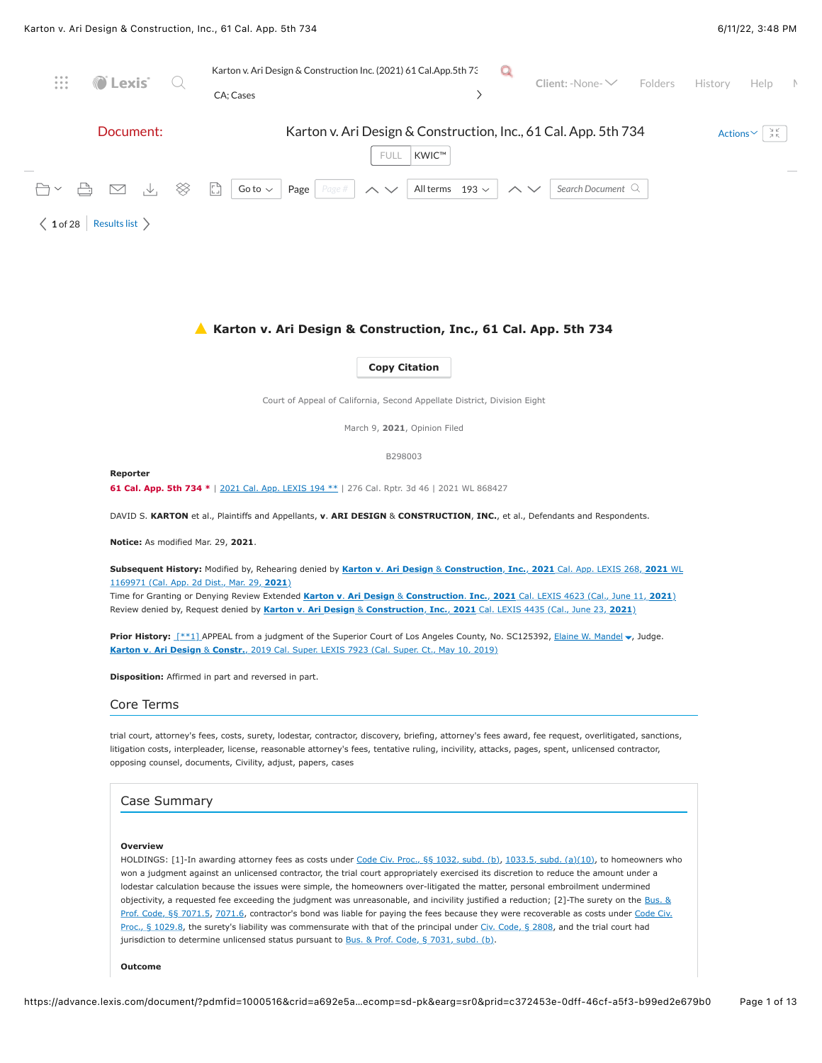# Karton v. Ari Design & Construction, Inc., 61 Cal. App. 5th 734

Court of Appeal of California, Second Appellate District, Division Eight

March 9, 2021, Opinion Filed

B298003

**Reporter**

**61 Cal. App. 5th 734 *** | 2021 Cal. App. LEXIS 194 ** | 276 Cal. Rptr. 3d 46 | 2021 WL 868427

DAVID S. KARTON et al., Plaintiffs and Appellants, v. ARI DESIGN & CONSTRUCTION, INC., et al., Defendants and Respondents.

**Notice:** As modified Mar. 29, 2021.

**Subsequent History:** Modified by, Rehearing denied by Karton v. Ari Design & Construction, Inc., 2021 Cal. App. LEXIS 268, 2021 WL 1169971 (Cal. App. 2d Dist., Mar. 29, 2021)
Time for Granting or Denying Review Extended Karton v. Ari Design & Construction, Inc., 2021 Cal. LEXIS 4623 (Cal., June 11, 2021)
Review denied by, Request denied by Karton v. Ari Design & Construction, Inc., 2021 Cal. LEXIS 4435 (Cal., June 23, 2021)

**Prior History:** [**1] APPEAL from a judgment of the Superior Court of Los Angeles County, No. SC125392, Elaine W. Mandel, Judge.
Karton v. Ari Design & Constr., 2019 Cal. Super. LEXIS 7923 (Cal. Super. Ct., May 10, 2019)

**Disposition:** Affirmed in part and reversed in part.

## Core Terms

trial court, attorney's fees, costs, surety, lodestar, contractor, discovery, briefing, attorney's fees award, fee request, overlitigated, sanctions, litigation costs, interpleader, license, reasonable attorney's fees, tentative ruling, incivility, attacks, pages, spent, unlicensed contractor, opposing counsel, documents, Civility, adjust, papers, cases

## Case Summary

**Overview**

HOLDINGS: [1]-In awarding attorney fees as costs under Code Civ. Proc., §§ 1032, subd. (b), 1033.5, subd. (a)(10), to homeowners who won a judgment against an unlicensed contractor, the trial court appropriately exercised its discretion to reduce the amount under a lodestar calculation because the issues were simple, the homeowners over-litigated the matter, personal embroilment undermined objectivity, a requested fee exceeding the judgment was unreasonable, and incivility justified a reduction; [2]-The surety on the Bus. & Prof. Code, §§ 7071.5, 7071.6, contractor's bond was liable for paying the fees because they were recoverable as costs under Code Civ. Proc., § 1029.8, the surety's liability was commensurate with that of the principal under Civ. Code, § 2808, and the trial court had jurisdiction to determine unlicensed status pursuant to Bus. & Prof. Code, § 7031, subd. (b).

**Outcome**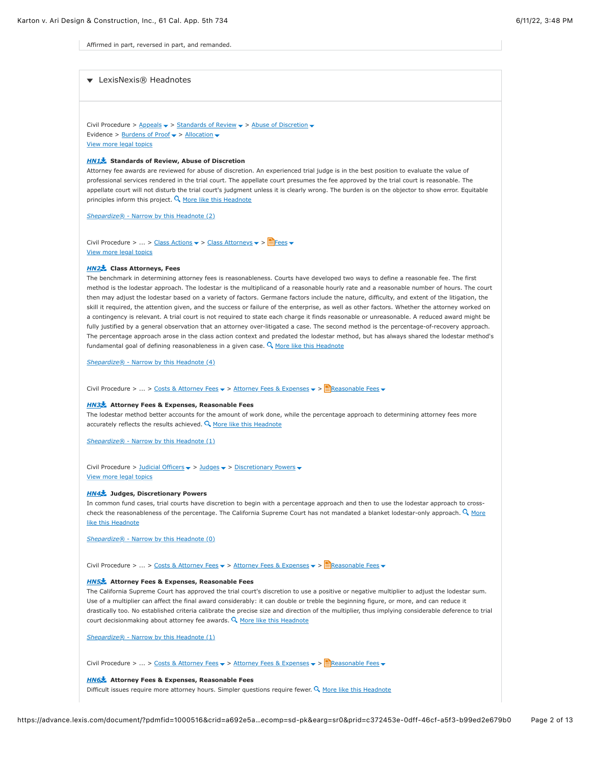Affirmed in part, reversed in part, and remanded.

## LexisNexis® Headnotes

Civil Procedure > Appeals > Standards of Review > Abuse of Discretion
Evidence > Burdens of Proof > Allocation
View more legal topics

**HN1 Standards of Review, Abuse of Discretion**

Attorney fee awards are reviewed for abuse of discretion. An experienced trial judge is in the best position to evaluate the value of professional services rendered in the trial court. The appellate court presumes the fee approved by the trial court is reasonable. The appellate court will not disturb the trial court's judgment unless it is clearly wrong. The burden is on the objector to show error. Equitable principles inform this project. More like this Headnote

Shepardize® - Narrow by this Headnote (2)

Civil Procedure > ... > Class Actions > Class Attorneys > Fees
View more legal topics

**HN2 Class Attorneys, Fees**

The benchmark in determining attorney fees is reasonableness. Courts have developed two ways to define a reasonable fee. The first method is the lodestar approach. The lodestar is the multiplicand of a reasonable hourly rate and a reasonable number of hours. The court then may adjust the lodestar based on a variety of factors. Germane factors include the nature, difficulty, and extent of the litigation, the skill it required, the attention given, and the success or failure of the enterprise, as well as other factors. Whether the attorney worked on a contingency is relevant. A trial court is not required to state each charge it finds reasonable or unreasonable. A reduced award might be fully justified by a general observation that an attorney over-litigated a case. The second method is the percentage-of-recovery approach. The percentage approach arose in the class action context and predated the lodestar method, but has always shared the lodestar method's fundamental goal of defining reasonableness in a given case. More like this Headnote

Shepardize® - Narrow by this Headnote (4)

Civil Procedure > ... > Costs & Attorney Fees > Attorney Fees & Expenses > Reasonable Fees

**HN3 Attorney Fees & Expenses, Reasonable Fees**

The lodestar method better accounts for the amount of work done, while the percentage approach to determining attorney fees more accurately reflects the results achieved. More like this Headnote

Shepardize® - Narrow by this Headnote (1)

Civil Procedure > Judicial Officers > Judges > Discretionary Powers
View more legal topics

**HN4 Judges, Discretionary Powers**

In common fund cases, trial courts have discretion to begin with a percentage approach and then to use the lodestar approach to cross-check the reasonableness of the percentage. The California Supreme Court has not mandated a blanket lodestar-only approach. More like this Headnote

Shepardize® - Narrow by this Headnote (0)

Civil Procedure > ... > Costs & Attorney Fees > Attorney Fees & Expenses > Reasonable Fees

**HN5 Attorney Fees & Expenses, Reasonable Fees**

The California Supreme Court has approved the trial court's discretion to use a positive or negative multiplier to adjust the lodestar sum. Use of a multiplier can affect the final award considerably: it can double or treble the beginning figure, or more, and can reduce it drastically too. No established criteria calibrate the precise size and direction of the multiplier, thus implying considerable deference to trial court decisionmaking about attorney fee awards. More like this Headnote

Shepardize® - Narrow by this Headnote (1)

Civil Procedure > ... > Costs & Attorney Fees > Attorney Fees & Expenses > Reasonable Fees

**HN6 Attorney Fees & Expenses, Reasonable Fees**

Difficult issues require more attorney hours. Simpler questions require fewer. More like this Headnote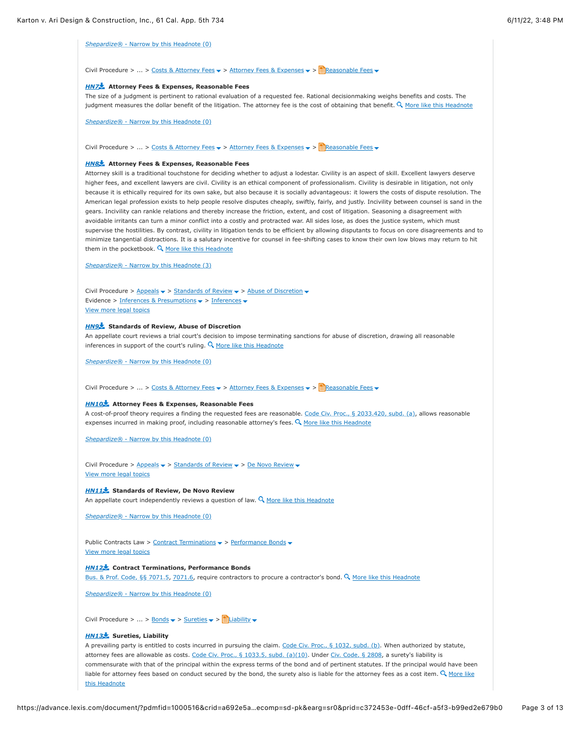Shepardize® - Narrow by this Headnote (0)

Civil Procedure > ... > Costs & Attorney Fees > Attorney Fees & Expenses > Reasonable Fees

**HN7 Attorney Fees & Expenses, Reasonable Fees**

The size of a judgment is pertinent to rational evaluation of a requested fee. Rational decisionmaking weighs benefits and costs. The judgment measures the dollar benefit of the litigation. The attorney fee is the cost of obtaining that benefit. More like this Headnote

Shepardize® - Narrow by this Headnote (0)

Civil Procedure > ... > Costs & Attorney Fees > Attorney Fees & Expenses > Reasonable Fees

**HN8 Attorney Fees & Expenses, Reasonable Fees**

Attorney skill is a traditional touchstone for deciding whether to adjust a lodestar. Civility is an aspect of skill. Excellent lawyers deserve higher fees, and excellent lawyers are civil. Civility is an ethical component of professionalism. Civility is desirable in litigation, not only because it is ethically required for its own sake, but also because it is socially advantageous: it lowers the costs of dispute resolution. The American legal profession exists to help people resolve disputes cheaply, swiftly, fairly, and justly. Incivility between counsel is sand in the gears. Incivility can rankle relations and thereby increase the friction, extent, and cost of litigation. Seasoning a disagreement with avoidable irritants can turn a minor conflict into a costly and protracted war. All sides lose, as does the justice system, which must supervise the hostilities. By contrast, civility in litigation tends to be efficient by allowing disputants to focus on core disagreements and to minimize tangential distractions. It is a salutary incentive for counsel in fee-shifting cases to know their own low blows may return to hit them in the pocketbook. More like this Headnote

Shepardize® - Narrow by this Headnote (3)

Civil Procedure > Appeals > Standards of Review > Abuse of Discretion
Evidence > Inferences & Presumptions > Inferences
View more legal topics

**HN9 Standards of Review, Abuse of Discretion**

An appellate court reviews a trial court's decision to impose terminating sanctions for abuse of discretion, drawing all reasonable inferences in support of the court's ruling. More like this Headnote

Shepardize® - Narrow by this Headnote (0)

Civil Procedure > ... > Costs & Attorney Fees > Attorney Fees & Expenses > Reasonable Fees

**HN10 Attorney Fees & Expenses, Reasonable Fees**

A cost-of-proof theory requires a finding the requested fees are reasonable. Code Civ. Proc., § 2033.420, subd. (a), allows reasonable expenses incurred in making proof, including reasonable attorney's fees. More like this Headnote

Shepardize® - Narrow by this Headnote (0)

Civil Procedure > Appeals > Standards of Review > De Novo Review
View more legal topics

**HN11 Standards of Review, De Novo Review**

An appellate court independently reviews a question of law. More like this Headnote

Shepardize® - Narrow by this Headnote (0)

Public Contracts Law > Contract Terminations > Performance Bonds
View more legal topics

**HN12 Contract Terminations, Performance Bonds**

Bus. & Prof. Code, §§ 7071.5, 7071.6, require contractors to procure a contractor's bond. More like this Headnote

Shepardize® - Narrow by this Headnote (0)

Civil Procedure > ... > Bonds > Sureties > Liability

**HN13 Sureties, Liability**

A prevailing party is entitled to costs incurred in pursuing the claim. Code Civ. Proc., § 1032, subd. (b). When authorized by statute, attorney fees are allowable as costs. Code Civ. Proc., § 1033.5, subd. (a)(10). Under Civ. Code, § 2808, a surety's liability is commensurate with that of the principal within the express terms of the bond and of pertinent statutes. If the principal would have been liable for attorney fees based on conduct secured by the bond, the surety also is liable for the attorney fees as a cost item. More like this Headnote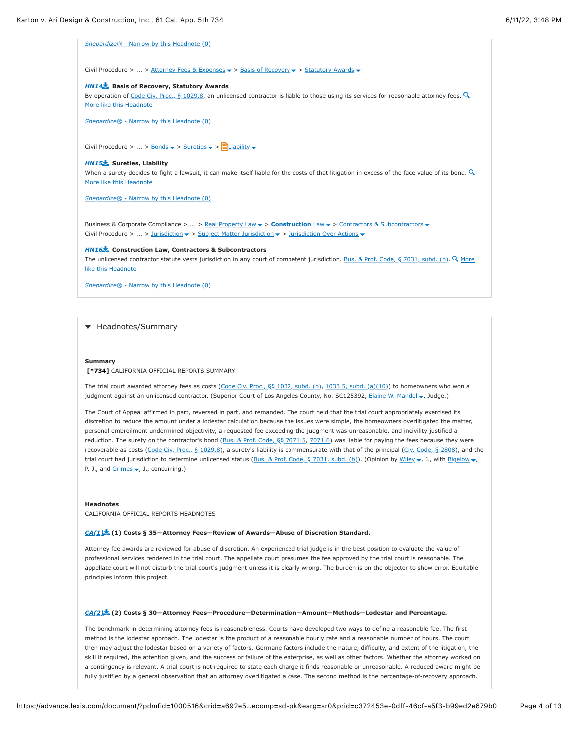Shepardize® - Narrow by this Headnote (0)

Civil Procedure > ... > Attorney Fees & Expenses > Basis of Recovery > Statutory Awards

**HN14** **Basis of Recovery, Statutory Awards**

By operation of Code Civ. Proc., § 1029.8, an unlicensed contractor is liable to those using its services for reasonable attorney fees. More like this Headnote

Shepardize® - Narrow by this Headnote (0)

Civil Procedure > ... > Bonds > Sureties > Liability

**HN15** **Sureties, Liability**

When a surety decides to fight a lawsuit, it can make itself liable for the costs of that litigation in excess of the face value of its bond. More like this Headnote

Shepardize® - Narrow by this Headnote (0)

Business & Corporate Compliance > ... > Real Property Law > **Construction Law** > Contractors & Subcontractors

Civil Procedure > ... > Jurisdiction > Subject Matter Jurisdiction > Jurisdiction Over Actions

**HN16** **Construction Law, Contractors & Subcontractors**

The unlicensed contractor statute vests jurisdiction in any court of competent jurisdiction. Bus. & Prof. Code, § 7031, subd. (b). More like this Headnote

Shepardize® - Narrow by this Headnote (0)

## Headnotes/Summary

**Summary**

**[*734]** CALIFORNIA OFFICIAL REPORTS SUMMARY

The trial court awarded attorney fees as costs (Code Civ. Proc., §§ 1032, subd. (b), 1033.5, subd. (a)(10)) to homeowners who won a judgment against an unlicensed contractor. (Superior Court of Los Angeles County, No. SC125392, Elaine W. Mandel, Judge.)

The Court of Appeal affirmed in part, reversed in part, and remanded. The court held that the trial court appropriately exercised its discretion to reduce the amount under a lodestar calculation because the issues were simple, the homeowners overlitigated the matter, personal embroilment undermined objectivity, a requested fee exceeding the judgment was unreasonable, and incivility justified a reduction. The surety on the contractor's bond (Bus. & Prof. Code, §§ 7071.5, 7071.6) was liable for paying the fees because they were recoverable as costs (Code Civ. Proc., § 1029.8), a surety's liability is commensurate with that of the principal (Civ. Code, § 2808), and the trial court had jurisdiction to determine unlicensed status (Bus. & Prof. Code, § 7031, subd. (b)). (Opinion by Wiley, J., with Bigelow, P. J., and Grimes, J., concurring.)

**Headnotes**

CALIFORNIA OFFICIAL REPORTS HEADNOTES

**CA(1)** **(1) Costs § 35—Attorney Fees—Review of Awards—Abuse of Discretion Standard.**

Attorney fee awards are reviewed for abuse of discretion. An experienced trial judge is in the best position to evaluate the value of professional services rendered in the trial court. The appellate court presumes the fee approved by the trial court is reasonable. The appellate court will not disturb the trial court's judgment unless it is clearly wrong. The burden is on the objector to show error. Equitable principles inform this project.

**CA(2)** **(2) Costs § 30—Attorney Fees—Procedure—Determination—Amount—Methods—Lodestar and Percentage.**

The benchmark in determining attorney fees is reasonableness. Courts have developed two ways to define a reasonable fee. The first method is the lodestar approach. The lodestar is the product of a reasonable hourly rate and a reasonable number of hours. The court then may adjust the lodestar based on a variety of factors. Germane factors include the nature, difficulty, and extent of the litigation, the skill it required, the attention given, and the success or failure of the enterprise, as well as other factors. Whether the attorney worked on a contingency is relevant. A trial court is not required to state each charge it finds reasonable or unreasonable. A reduced award might be fully justified by a general observation that an attorney overlitigated a case. The second method is the percentage-of-recovery approach.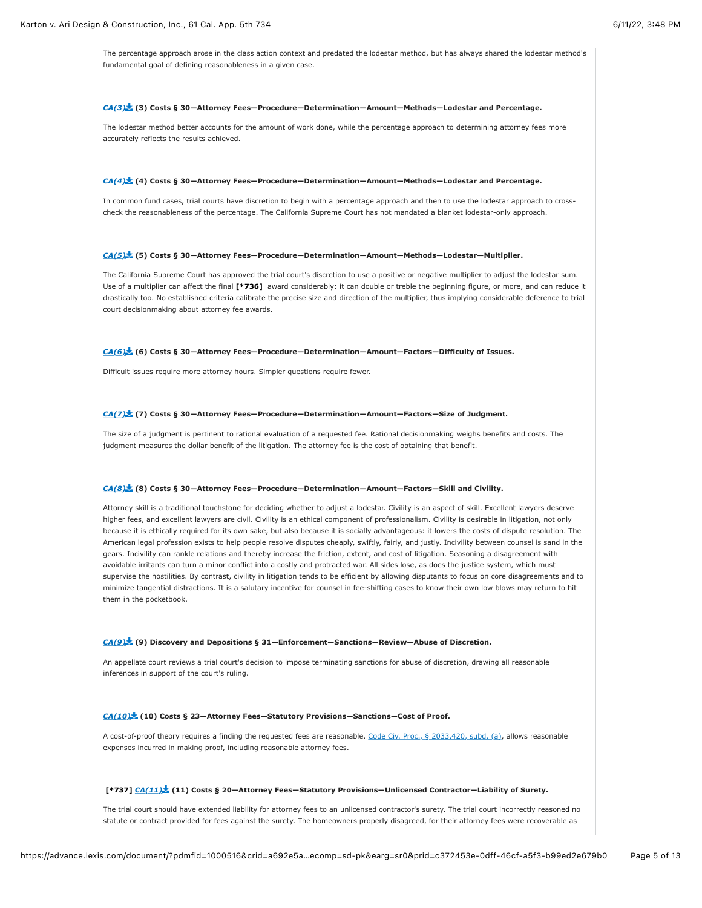The percentage approach arose in the class action context and predated the lodestar method, but has always shared the lodestar method's fundamental goal of defining reasonableness in a given case.

**CA(3) (3) Costs § 30—Attorney Fees—Procedure—Determination—Amount—Methods—Lodestar and Percentage.**

The lodestar method better accounts for the amount of work done, while the percentage approach to determining attorney fees more accurately reflects the results achieved.

**CA(4) (4) Costs § 30—Attorney Fees—Procedure—Determination—Amount—Methods—Lodestar and Percentage.**

In common fund cases, trial courts have discretion to begin with a percentage approach and then to use the lodestar approach to cross-check the reasonableness of the percentage. The California Supreme Court has not mandated a blanket lodestar-only approach.

**CA(5) (5) Costs § 30—Attorney Fees—Procedure—Determination—Amount—Methods—Lodestar—Multiplier.**

The California Supreme Court has approved the trial court's discretion to use a positive or negative multiplier to adjust the lodestar sum. Use of a multiplier can affect the final **[*736]** award considerably: it can double or treble the beginning figure, or more, and can reduce it drastically too. No established criteria calibrate the precise size and direction of the multiplier, thus implying considerable deference to trial court decisionmaking about attorney fee awards.

**CA(6) (6) Costs § 30—Attorney Fees—Procedure—Determination—Amount—Factors—Difficulty of Issues.**

Difficult issues require more attorney hours. Simpler questions require fewer.

**CA(7) (7) Costs § 30—Attorney Fees—Procedure—Determination—Amount—Factors—Size of Judgment.**

The size of a judgment is pertinent to rational evaluation of a requested fee. Rational decisionmaking weighs benefits and costs. The judgment measures the dollar benefit of the litigation. The attorney fee is the cost of obtaining that benefit.

**CA(8) (8) Costs § 30—Attorney Fees—Procedure—Determination—Amount—Factors—Skill and Civility.**

Attorney skill is a traditional touchstone for deciding whether to adjust a lodestar. Civility is an aspect of skill. Excellent lawyers deserve higher fees, and excellent lawyers are civil. Civility is an ethical component of professionalism. Civility is desirable in litigation, not only because it is ethically required for its own sake, but also because it is socially advantageous: it lowers the costs of dispute resolution. The American legal profession exists to help people resolve disputes cheaply, swiftly, fairly, and justly. Incivility between counsel is sand in the gears. Incivility can rankle relations and thereby increase the friction, extent, and cost of litigation. Seasoning a disagreement with avoidable irritants can turn a minor conflict into a costly and protracted war. All sides lose, as does the justice system, which must supervise the hostilities. By contrast, civility in litigation tends to be efficient by allowing disputants to focus on core disagreements and to minimize tangential distractions. It is a salutary incentive for counsel in fee-shifting cases to know their own low blows may return to hit them in the pocketbook.

**CA(9) (9) Discovery and Depositions § 31—Enforcement—Sanctions—Review—Abuse of Discretion.**

An appellate court reviews a trial court's decision to impose terminating sanctions for abuse of discretion, drawing all reasonable inferences in support of the court's ruling.

**CA(10) (10) Costs § 23—Attorney Fees—Statutory Provisions—Sanctions—Cost of Proof.**

A cost-of-proof theory requires a finding the requested fees are reasonable. Code Civ. Proc., § 2033.420, subd. (a), allows reasonable expenses incurred in making proof, including reasonable attorney fees.

**[*737]** **CA(11) (11) Costs § 20—Attorney Fees—Statutory Provisions—Unlicensed Contractor—Liability of Surety.**

The trial court should have extended liability for attorney fees to an unlicensed contractor's surety. The trial court incorrectly reasoned no statute or contract provided for fees against the surety. The homeowners properly disagreed, for their attorney fees were recoverable as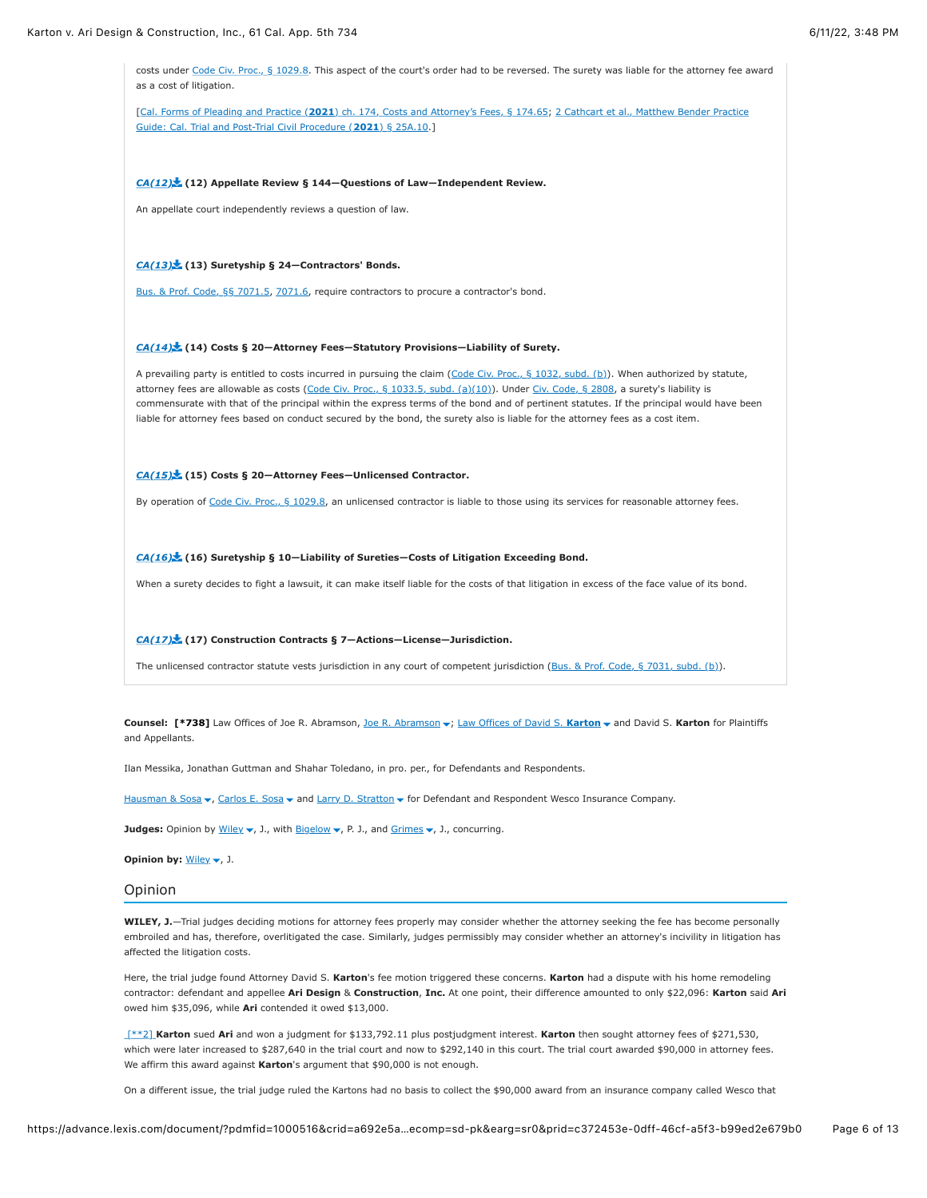costs under Code Civ. Proc., § 1029.8. This aspect of the court's order had to be reversed. The surety was liable for the attorney fee award as a cost of litigation.

[Cal. Forms of Pleading and Practice (**2021**) ch. 174, Costs and Attorney's Fees, § 174.65; 2 Cathcart et al., Matthew Bender Practice Guide: Cal. Trial and Post-Trial Civil Procedure (**2021**) § 25A.10.]

***CA(12)*** **(12) Appellate Review § 144—Questions of Law—Independent Review.**

An appellate court independently reviews a question of law.

***CA(13)*** **(13) Suretyship § 24—Contractors' Bonds.**

Bus. & Prof. Code, §§ 7071.5, 7071.6, require contractors to procure a contractor's bond.

***CA(14)*** **(14) Costs § 20—Attorney Fees—Statutory Provisions—Liability of Surety.**

A prevailing party is entitled to costs incurred in pursuing the claim (Code Civ. Proc., § 1032, subd. (b)). When authorized by statute, attorney fees are allowable as costs (Code Civ. Proc., § 1033.5, subd. (a)(10)). Under Civ. Code, § 2808, a surety's liability is commensurate with that of the principal within the express terms of the bond and of pertinent statutes. If the principal would have been liable for attorney fees based on conduct secured by the bond, the surety also is liable for the attorney fees as a cost item.

***CA(15)*** **(15) Costs § 20—Attorney Fees—Unlicensed Contractor.**

By operation of Code Civ. Proc., § 1029.8, an unlicensed contractor is liable to those using its services for reasonable attorney fees.

***CA(16)*** **(16) Suretyship § 10—Liability of Sureties—Costs of Litigation Exceeding Bond.**

When a surety decides to fight a lawsuit, it can make itself liable for the costs of that litigation in excess of the face value of its bond.

***CA(17)*** **(17) Construction Contracts § 7—Actions—License—Jurisdiction.**

The unlicensed contractor statute vests jurisdiction in any court of competent jurisdiction (Bus. & Prof. Code, § 7031, subd. (b)).

**Counsel: [*738]** Law Offices of Joe R. Abramson, Joe R. Abramson; Law Offices of David S. **Karton** and David S. **Karton** for Plaintiffs and Appellants.

Ilan Messika, Jonathan Guttman and Shahar Toledano, in pro. per., for Defendants and Respondents.

Hausman & Sosa, Carlos E. Sosa and Larry D. Stratton for Defendant and Respondent Wesco Insurance Company.

**Judges:** Opinion by Wiley, J., with Bigelow, P. J., and Grimes, J., concurring.

**Opinion by:** Wiley, J.

## Opinion

**WILEY, J.**—Trial judges deciding motions for attorney fees properly may consider whether the attorney seeking the fee has become personally embroiled and has, therefore, overlitigated the case. Similarly, judges permissibly may consider whether an attorney's incivility in litigation has affected the litigation costs.

Here, the trial judge found Attorney David S. **Karton**'s fee motion triggered these concerns. **Karton** had a dispute with his home remodeling contractor: defendant and appellee **Ari Design** & **Construction**, **Inc.** At one point, their difference amounted to only $22,096: **Karton** said **Ari** owed him $35,096, while **Ari** contended it owed $13,000.

[**2] **Karton** sued **Ari** and won a judgment for $133,792.11 plus postjudgment interest. **Karton** then sought attorney fees of $271,530, which were later increased to $287,640 in the trial court and now to $292,140 in this court. The trial court awarded $90,000 in attorney fees. We affirm this award against **Karton**'s argument that $90,000 is not enough.

On a different issue, the trial judge ruled the Kartons had no basis to collect the $90,000 award from an insurance company called Wesco that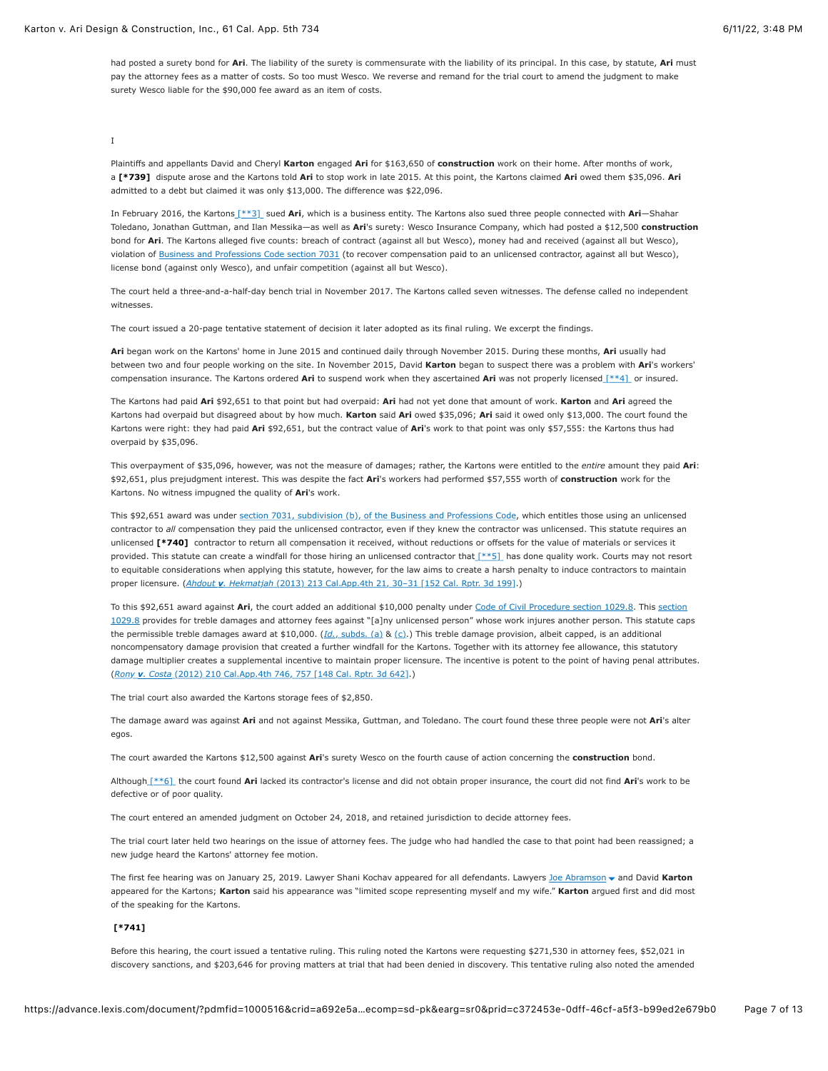had posted a surety bond for **Ari**. The liability of the surety is commensurate with the liability of its principal. In this case, by statute, **Ari** must pay the attorney fees as a matter of costs. So too must Wesco. We reverse and remand for the trial court to amend the judgment to make surety Wesco liable for the $90,000 fee award as an item of costs.

I

Plaintiffs and appellants David and Cheryl **Karton** engaged **Ari** for $163,650 of **construction** work on their home. After months of work, a **[*739]** dispute arose and the Kartons told **Ari** to stop work in late 2015. At this point, the Kartons claimed **Ari** owed them $35,096. **Ari** admitted to a debt but claimed it was only $13,000. The difference was $22,096.

In February 2016, the Kartons [**3] sued **Ari**, which is a business entity. The Kartons also sued three people connected with **Ari**—Shahar Toledano, Jonathan Guttman, and Ilan Messika—as well as **Ari**'s surety: Wesco Insurance Company, which had posted a $12,500 **construction** bond for **Ari**. The Kartons alleged five counts: breach of contract (against all but Wesco), money had and received (against all but Wesco), violation of Business and Professions Code section 7031 (to recover compensation paid to an unlicensed contractor, against all but Wesco), license bond (against only Wesco), and unfair competition (against all but Wesco).

The court held a three-and-a-half-day bench trial in November 2017. The Kartons called seven witnesses. The defense called no independent witnesses.

The court issued a 20-page tentative statement of decision it later adopted as its final ruling. We excerpt the findings.

**Ari** began work on the Kartons' home in June 2015 and continued daily through November 2015. During these months, **Ari** usually had between two and four people working on the site. In November 2015, David **Karton** began to suspect there was a problem with **Ari**'s workers' compensation insurance. The Kartons ordered **Ari** to suspend work when they ascertained **Ari** was not properly licensed [**4] or insured.

The Kartons had paid **Ari** $92,651 to that point but had overpaid: **Ari** had not yet done that amount of work. **Karton** and **Ari** agreed the Kartons had overpaid but disagreed about by how much. **Karton** said **Ari** owed $35,096; **Ari** said it owed only $13,000. The court found the Kartons were right: they had paid **Ari** $92,651, but the contract value of **Ari**'s work to that point was only $57,555: the Kartons thus had overpaid by $35,096.

This overpayment of $35,096, however, was not the measure of damages; rather, the Kartons were entitled to the *entire* amount they paid **Ari**: $92,651, plus prejudgment interest. This was despite the fact **Ari**'s workers had performed $57,555 worth of **construction** work for the Kartons. No witness impugned the quality of **Ari**'s work.

This $92,651 award was under section 7031, subdivision (b), of the Business and Professions Code, which entitles those using an unlicensed contractor to *all* compensation they paid the unlicensed contractor, even if they knew the contractor was unlicensed. This statute requires an unlicensed **[*740]** contractor to return all compensation it received, without reductions or offsets for the value of materials or services it provided. This statute can create a windfall for those hiring an unlicensed contractor that [**5] has done quality work. Courts may not resort to equitable considerations when applying this statute, however, for the law aims to create a harsh penalty to induce contractors to maintain proper licensure. (*Ahdout **v**. Hekmatjah* (2013) 213 Cal.App.4th 21, 30–31 [152 Cal. Rptr. 3d 199].)

To this $92,651 award against **Ari**, the court added an additional $10,000 penalty under Code of Civil Procedure section 1029.8. This section 1029.8 provides for treble damages and attorney fees against "[a]ny unlicensed person" whose work injures another person. This statute caps the permissible treble damages award at $10,000. (*Id.*, subds. (a) & (c).) This treble damage provision, albeit capped, is an additional noncompensatory damage provision that created a further windfall for the Kartons. Together with its attorney fee allowance, this statutory damage multiplier creates a supplemental incentive to maintain proper licensure. The incentive is potent to the point of having penal attributes. (*Rony **v**. Costa* (2012) 210 Cal.App.4th 746, 757 [148 Cal. Rptr. 3d 642].)

The trial court also awarded the Kartons storage fees of $2,850.

The damage award was against **Ari** and not against Messika, Guttman, and Toledano. The court found these three people were not **Ari**'s alter egos.

The court awarded the Kartons $12,500 against **Ari**'s surety Wesco on the fourth cause of action concerning the **construction** bond.

Although [**6] the court found **Ari** lacked its contractor's license and did not obtain proper insurance, the court did not find **Ari**'s work to be defective or of poor quality.

The court entered an amended judgment on October 24, 2018, and retained jurisdiction to decide attorney fees.

The trial court later held two hearings on the issue of attorney fees. The judge who had handled the case to that point had been reassigned; a new judge heard the Kartons' attorney fee motion.

The first fee hearing was on January 25, 2019. Lawyer Shani Kochav appeared for all defendants. Lawyers Joe Abramson and David **Karton** appeared for the Kartons; **Karton** said his appearance was "limited scope representing myself and my wife." **Karton** argued first and did most of the speaking for the Kartons.

**[*741]**

Before this hearing, the court issued a tentative ruling. This ruling noted the Kartons were requesting $271,530 in attorney fees, $52,021 in discovery sanctions, and $203,646 for proving matters at trial that had been denied in discovery. This tentative ruling also noted the amended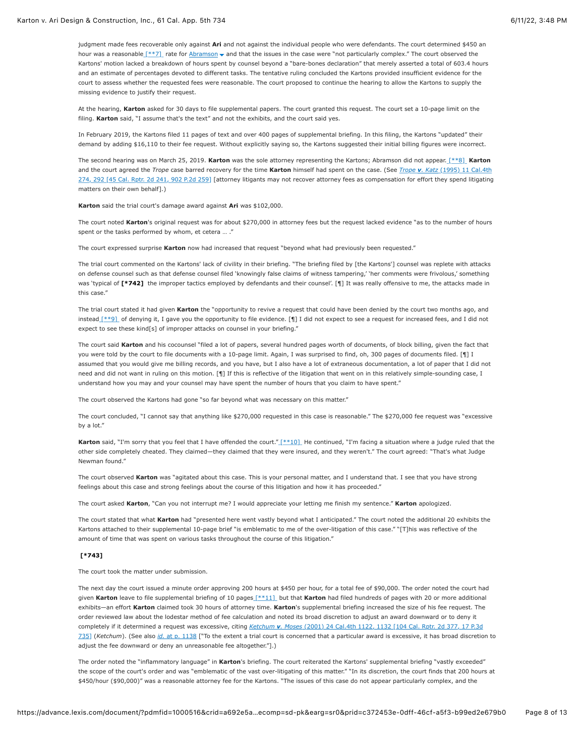judgment made fees recoverable only against **Ari** and not against the individual people who were defendants. The court determined $450 an hour was a reasonable [**7] rate for Abramson and that the issues in the case were "not particularly complex." The court observed the Kartons' motion lacked a breakdown of hours spent by counsel beyond a "bare-bones declaration" that merely asserted a total of 603.4 hours and an estimate of percentages devoted to different tasks. The tentative ruling concluded the Kartons provided insufficient evidence for the court to assess whether the requested fees were reasonable. The court proposed to continue the hearing to allow the Kartons to supply the missing evidence to justify their request.

At the hearing, **Karton** asked for 30 days to file supplemental papers. The court granted this request. The court set a 10-page limit on the filing. **Karton** said, "I assume that's the text" and not the exhibits, and the court said yes.

In February 2019, the Kartons filed 11 pages of text and over 400 pages of supplemental briefing. In this filing, the Kartons "updated" their demand by adding $16,110 to their fee request. Without explicitly saying so, the Kartons suggested their initial billing figures were incorrect.

The second hearing was on March 25, 2019. **Karton** was the sole attorney representing the Kartons; Abramson did not appear. [**8] **Karton** and the court agreed the *Trope* case barred recovery for the time **Karton** himself had spent on the case. (See *Trope **v**. Katz* (1995) 11 Cal.4th 274, 292 [45 Cal. Rptr. 2d 241, 902 P.2d 259] [attorney litigants may not recover attorney fees as compensation for effort they spend litigating matters on their own behalf].)

**Karton** said the trial court's damage award against **Ari** was $102,000.

The court noted **Karton**'s original request was for about $270,000 in attorney fees but the request lacked evidence "as to the number of hours spent or the tasks performed by whom, et cetera … ."

The court expressed surprise **Karton** now had increased that request "beyond what had previously been requested."

The trial court commented on the Kartons' lack of civility in their briefing. "The briefing filed by [the Kartons'] counsel was replete with attacks on defense counsel such as that defense counsel filed 'knowingly false claims of witness tampering,' 'her comments were frivolous,' something was 'typical of **[*742]** the improper tactics employed by defendants and their counsel'. [¶] It was really offensive to me, the attacks made in this case."

The trial court stated it had given **Karton** the "opportunity to revive a request that could have been denied by the court two months ago, and instead [**9] of denying it, I gave you the opportunity to file evidence. [¶] I did not expect to see a request for increased fees, and I did not expect to see these kind[s] of improper attacks on counsel in your briefing."

The court said **Karton** and his cocounsel "filed a lot of papers, several hundred pages worth of documents, of block billing, given the fact that you were told by the court to file documents with a 10-page limit. Again, I was surprised to find, oh, 300 pages of documents filed. [¶] I assumed that you would give me billing records, and you have, but I also have a lot of extraneous documentation, a lot of paper that I did not need and did not want in ruling on this motion. [¶] If this is reflective of the litigation that went on in this relatively simple-sounding case, I understand how you may and your counsel may have spent the number of hours that you claim to have spent."

The court observed the Kartons had gone "so far beyond what was necessary on this matter."

The court concluded, "I cannot say that anything like $270,000 requested in this case is reasonable." The $270,000 fee request was "excessive by a lot."

**Karton** said, "I'm sorry that you feel that I have offended the court." [**10] He continued, "I'm facing a situation where a judge ruled that the other side completely cheated. They claimed—they claimed that they were insured, and they weren't." The court agreed: "That's what Judge Newman found."

The court observed **Karton** was "agitated about this case. This is your personal matter, and I understand that. I see that you have strong feelings about this case and strong feelings about the course of this litigation and how it has proceeded."

The court asked **Karton**, "Can you not interrupt me? I would appreciate your letting me finish my sentence." **Karton** apologized.

The court stated that what **Karton** had "presented here went vastly beyond what I anticipated." The court noted the additional 20 exhibits the Kartons attached to their supplemental 10-page brief "is emblematic to me of the over-litigation of this case." "[T]his was reflective of the amount of time that was spent on various tasks throughout the course of this litigation."

**[*743]**

The court took the matter under submission.

The next day the court issued a minute order approving 200 hours at $450 per hour, for a total fee of $90,000. The order noted the court had given **Karton** leave to file supplemental briefing of 10 pages [**11] but that **Karton** had filed hundreds of pages with 20 or more additional exhibits—an effort **Karton** claimed took 30 hours of attorney time. **Karton**'s supplemental briefing increased the size of his fee request. The order reviewed law about the lodestar method of fee calculation and noted its broad discretion to adjust an award downward or to deny it completely if it determined a request was excessive, citing *Ketchum **v**. Moses* (2001) 24 Cal.4th 1122, 1132 [104 Cal. Rptr. 2d 377, 17 P.3d 735] (*Ketchum*). (See also *id.* at p. 1138 ["To the extent a trial court is concerned that a particular award is excessive, it has broad discretion to adjust the fee downward or deny an unreasonable fee altogether."].)

The order noted the "inflammatory language" in **Karton**'s briefing. The court reiterated the Kartons' supplemental briefing "vastly exceeded" the scope of the court's order and was "emblematic of the vast over-litigating of this matter." "In its discretion, the court finds that 200 hours at $450/hour ($90,000)" was a reasonable attorney fee for the Kartons. "The issues of this case do not appear particularly complex, and the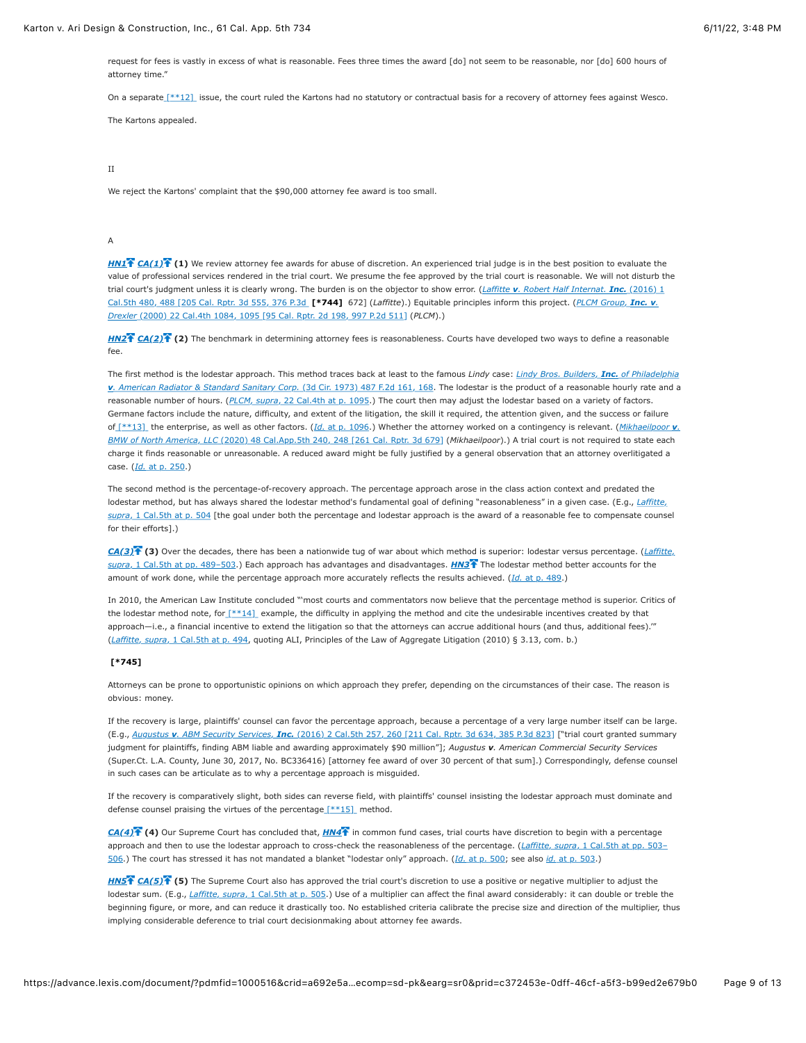request for fees is vastly in excess of what is reasonable. Fees three times the award [do] not seem to be reasonable, nor [do] 600 hours of attorney time."

On a separate [**12] issue, the court ruled the Kartons had no statutory or contractual basis for a recovery of attorney fees against Wesco.

The Kartons appealed.

II

We reject the Kartons' complaint that the $90,000 attorney fee award is too small.

A

**HN1** **CA(1)** **(1)** We review attorney fee awards for abuse of discretion. An experienced trial judge is in the best position to evaluate the value of professional services rendered in the trial court. We presume the fee approved by the trial court is reasonable. We will not disturb the trial court's judgment unless it is clearly wrong. The burden is on the objector to show error. (*Laffitte v. Robert Half Internat. Inc.* (2016) 1 Cal.5th 480, 488 [205 Cal. Rptr. 3d 555, 376 P.3d **[*744]** 672] (*Laffitte*).) Equitable principles inform this project. (*PLCM Group, Inc. v. Drexler* (2000) 22 Cal.4th 1084, 1095 [95 Cal. Rptr. 2d 198, 997 P.2d 511] (*PLCM*).)

**HN2** **CA(2)** **(2)** The benchmark in determining attorney fees is reasonableness. Courts have developed two ways to define a reasonable fee.

The first method is the lodestar approach. This method traces back at least to the famous *Lindy* case: *Lindy Bros. Builders, Inc. of Philadelphia v. American Radiator & Standard Sanitary Corp.* (3d Cir. 1973) 487 F.2d 161, 168. The lodestar is the product of a reasonable hourly rate and a reasonable number of hours. (*PLCM, supra*, 22 Cal.4th at p. 1095.) The court then may adjust the lodestar based on a variety of factors. Germane factors include the nature, difficulty, and extent of the litigation, the skill it required, the attention given, and the success or failure of [**13] the enterprise, as well as other factors. (*Id.* at p. 1096.) Whether the attorney worked on a contingency is relevant. (*Mikhaeilpoor v. BMW of North America, LLC* (2020) 48 Cal.App.5th 240, 248 [261 Cal. Rptr. 3d 679] (*Mikhaeilpoor*).) A trial court is not required to state each charge it finds reasonable or unreasonable. A reduced award might be fully justified by a general observation that an attorney overlitigated a case. (*Id.* at p. 250.)

The second method is the percentage-of-recovery approach. The percentage approach arose in the class action context and predated the lodestar method, but has always shared the lodestar method's fundamental goal of defining "reasonableness" in a given case. (E.g., *Laffitte, supra*, 1 Cal.5th at p. 504 [the goal under both the percentage and lodestar approach is the award of a reasonable fee to compensate counsel for their efforts].)

**CA(3)** **(3)** Over the decades, there has been a nationwide tug of war about which method is superior: lodestar versus percentage. (*Laffitte, supra*, 1 Cal.5th at pp. 489–503.) Each approach has advantages and disadvantages. **HN3** The lodestar method better accounts for the amount of work done, while the percentage approach more accurately reflects the results achieved. (*Id.* at p. 489.)

In 2010, the American Law Institute concluded "'most courts and commentators now believe that the percentage method is superior. Critics of the lodestar method note, for [**14] example, the difficulty in applying the method and cite the undesirable incentives created by that approach—i.e., a financial incentive to extend the litigation so that the attorneys can accrue additional hours (and thus, additional fees).'" (*Laffitte, supra*, 1 Cal.5th at p. 494, quoting ALI, Principles of the Law of Aggregate Litigation (2010) § 3.13, com. b.)

**[*745]**

Attorneys can be prone to opportunistic opinions on which approach they prefer, depending on the circumstances of their case. The reason is obvious: money.

If the recovery is large, plaintiffs' counsel can favor the percentage approach, because a percentage of a very large number itself can be large. (E.g., *Augustus v. ABM Security Services, Inc.* (2016) 2 Cal.5th 257, 260 [211 Cal. Rptr. 3d 634, 385 P.3d 823] ["trial court granted summary judgment for plaintiffs, finding ABM liable and awarding approximately $90 million"]; *Augustus v. American Commercial Security Services* (Super.Ct. L.A. County, June 30, 2017, No. BC336416) [attorney fee award of over 30 percent of that sum].) Correspondingly, defense counsel in such cases can be articulate as to why a percentage approach is misguided.

If the recovery is comparatively slight, both sides can reverse field, with plaintiffs' counsel insisting the lodestar approach must dominate and defense counsel praising the virtues of the percentage [**15] method.

**CA(4)** **(4)** Our Supreme Court has concluded that, **HN4** in common fund cases, trial courts have discretion to begin with a percentage approach and then to use the lodestar approach to cross-check the reasonableness of the percentage. (*Laffitte, supra*, 1 Cal.5th at pp. 503–506.) The court has stressed it has not mandated a blanket "lodestar only" approach. (*Id.* at p. 500; see also *id.* at p. 503.)

**HN5** **CA(5)** **(5)** The Supreme Court also has approved the trial court's discretion to use a positive or negative multiplier to adjust the lodestar sum. (E.g., *Laffitte, supra*, 1 Cal.5th at p. 505.) Use of a multiplier can affect the final award considerably: it can double or treble the beginning figure, or more, and can reduce it drastically too. No established criteria calibrate the precise size and direction of the multiplier, thus implying considerable deference to trial court decisionmaking about attorney fee awards.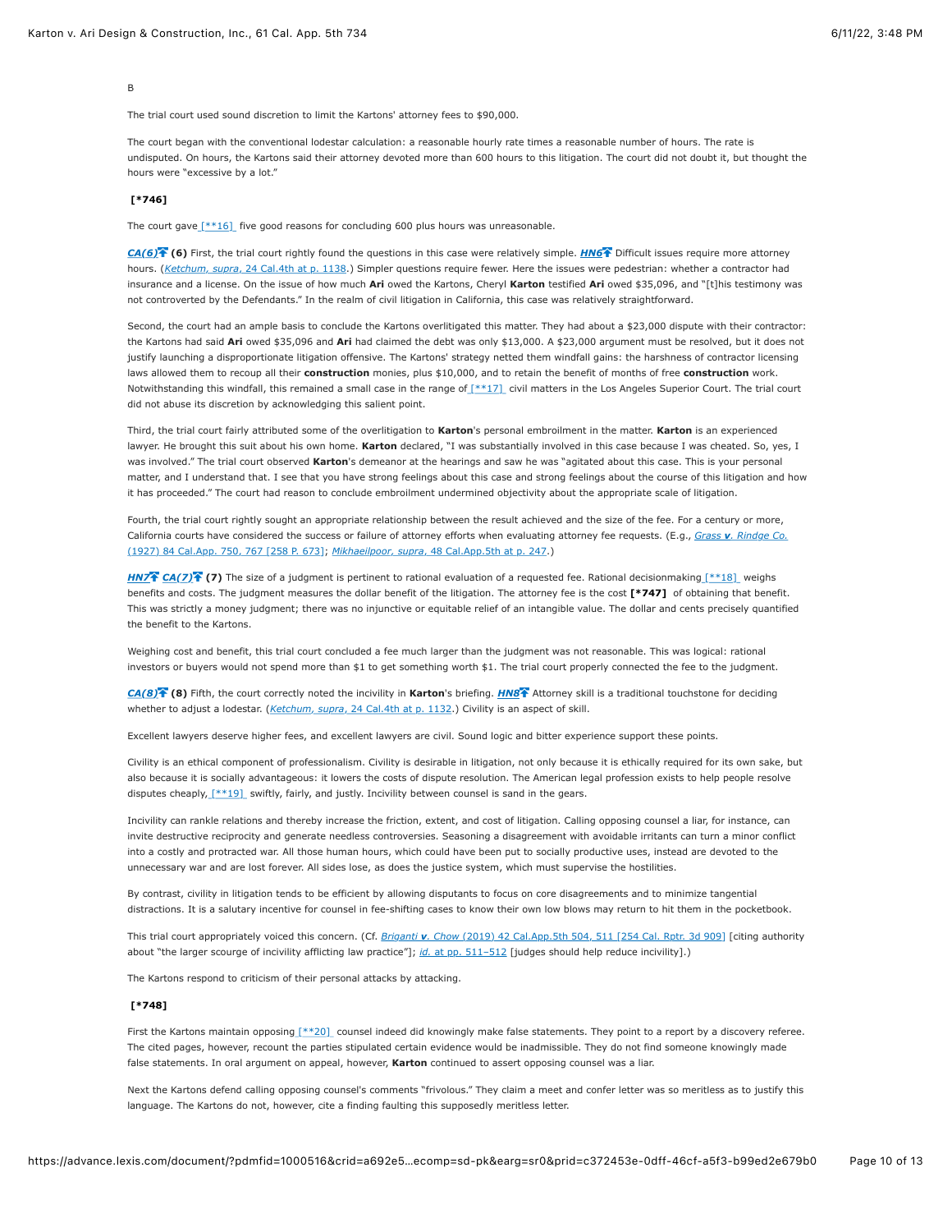B

The trial court used sound discretion to limit the Kartons' attorney fees to $90,000.

The court began with the conventional lodestar calculation: a reasonable hourly rate times a reasonable number of hours. The rate is undisputed. On hours, the Kartons said their attorney devoted more than 600 hours to this litigation. The court did not doubt it, but thought the hours were "excessive by a lot."

**[*746]**

The court gave [**16] five good reasons for concluding 600 plus hours was unreasonable.

*CA(6)* **(6)** First, the trial court rightly found the questions in this case were relatively simple. *HN6* Difficult issues require more attorney hours. (*Ketchum, supra*, 24 Cal.4th at p. 1138.) Simpler questions require fewer. Here the issues were pedestrian: whether a contractor had insurance and a license. On the issue of how much **Ari** owed the Kartons, Cheryl **Karton** testified **Ari** owed $35,096, and "[t]his testimony was not controverted by the Defendants." In the realm of civil litigation in California, this case was relatively straightforward.

Second, the court had an ample basis to conclude the Kartons overlitigated this matter. They had about a $23,000 dispute with their contractor: the Kartons had said **Ari** owed $35,096 and **Ari** had claimed the debt was only $13,000. A $23,000 argument must be resolved, but it does not justify launching a disproportionate litigation offensive. The Kartons' strategy netted them windfall gains: the harshness of contractor licensing laws allowed them to recoup all their **construction** monies, plus $10,000, and to retain the benefit of months of free **construction** work. Notwithstanding this windfall, this remained a small case in the range of [**17] civil matters in the Los Angeles Superior Court. The trial court did not abuse its discretion by acknowledging this salient point.

Third, the trial court fairly attributed some of the overlitigation to **Karton**'s personal embroilment in the matter. **Karton** is an experienced lawyer. He brought this suit about his own home. **Karton** declared, "I was substantially involved in this case because I was cheated. So, yes, I was involved." The trial court observed **Karton**'s demeanor at the hearings and saw he was "agitated about this case. This is your personal matter, and I understand that. I see that you have strong feelings about this case and strong feelings about the course of this litigation and how it has proceeded." The court had reason to conclude embroilment undermined objectivity about the appropriate scale of litigation.

Fourth, the trial court rightly sought an appropriate relationship between the result achieved and the size of the fee. For a century or more, California courts have considered the success or failure of attorney efforts when evaluating attorney fee requests. (E.g., *Grass v. Rindge Co.* (1927) 84 Cal.App. 750, 767 [258 P. 673]; *Mikhaeilpoor, supra*, 48 Cal.App.5th at p. 247.)

*HN7* *CA(7)* **(7)** The size of a judgment is pertinent to rational evaluation of a requested fee. Rational decisionmaking [**18] weighs benefits and costs. The judgment measures the dollar benefit of the litigation. The attorney fee is the cost **[*747]** of obtaining that benefit. This was strictly a money judgment; there was no injunctive or equitable relief of an intangible value. The dollar and cents precisely quantified the benefit to the Kartons.

Weighing cost and benefit, this trial court concluded a fee much larger than the judgment was not reasonable. This was logical: rational investors or buyers would not spend more than $1 to get something worth $1. The trial court properly connected the fee to the judgment.

*CA(8)* **(8)** Fifth, the court correctly noted the incivility in **Karton**'s briefing. *HN8* Attorney skill is a traditional touchstone for deciding whether to adjust a lodestar. (*Ketchum, supra*, 24 Cal.4th at p. 1132.) Civility is an aspect of skill.

Excellent lawyers deserve higher fees, and excellent lawyers are civil. Sound logic and bitter experience support these points.

Civility is an ethical component of professionalism. Civility is desirable in litigation, not only because it is ethically required for its own sake, but also because it is socially advantageous: it lowers the costs of dispute resolution. The American legal profession exists to help people resolve disputes cheaply, [**19] swiftly, fairly, and justly. Incivility between counsel is sand in the gears.

Incivility can rankle relations and thereby increase the friction, extent, and cost of litigation. Calling opposing counsel a liar, for instance, can invite destructive reciprocity and generate needless controversies. Seasoning a disagreement with avoidable irritants can turn a minor conflict into a costly and protracted war. All those human hours, which could have been put to socially productive uses, instead are devoted to the unnecessary war and are lost forever. All sides lose, as does the justice system, which must supervise the hostilities.

By contrast, civility in litigation tends to be efficient by allowing disputants to focus on core disagreements and to minimize tangential distractions. It is a salutary incentive for counsel in fee-shifting cases to know their own low blows may return to hit them in the pocketbook.

This trial court appropriately voiced this concern. (Cf. *Briganti v. Chow* (2019) 42 Cal.App.5th 504, 511 [254 Cal. Rptr. 3d 909] [citing authority about "the larger scourge of incivility afflicting law practice"]; *id.* at pp. 511–512 [judges should help reduce incivility].)

The Kartons respond to criticism of their personal attacks by attacking.

**[*748]**

First the Kartons maintain opposing [**20] counsel indeed did knowingly make false statements. They point to a report by a discovery referee. The cited pages, however, recount the parties stipulated certain evidence would be inadmissible. They do not find someone knowingly made false statements. In oral argument on appeal, however, **Karton** continued to assert opposing counsel was a liar.

Next the Kartons defend calling opposing counsel's comments "frivolous." They claim a meet and confer letter was so meritless as to justify this language. The Kartons do not, however, cite a finding faulting this supposedly meritless letter.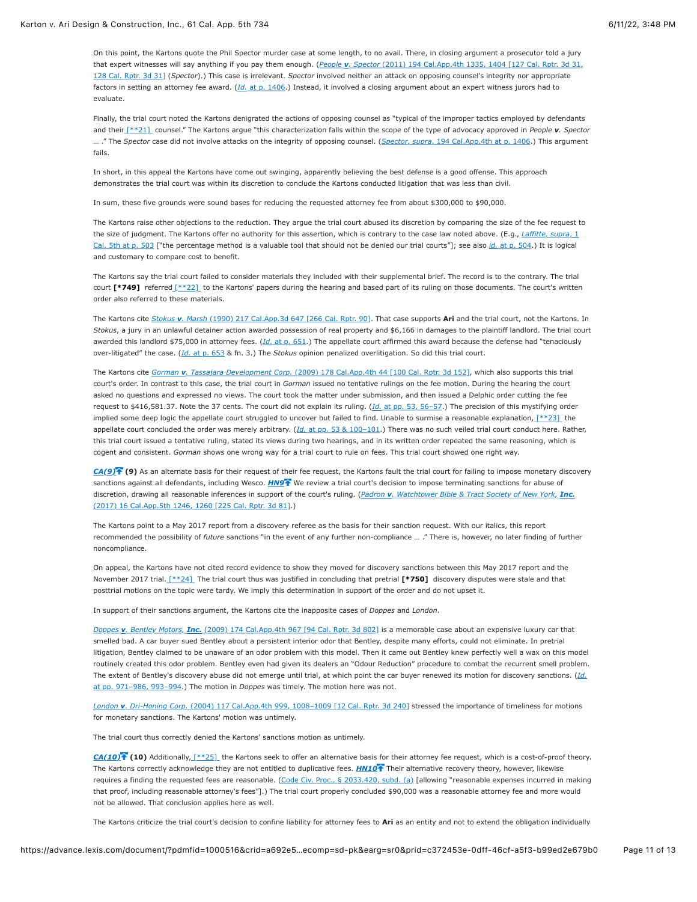On this point, the Kartons quote the Phil Spector murder case at some length, to no avail. There, in closing argument a prosecutor told a jury that expert witnesses will say anything if you pay them enough. (*People v. Spector* (2011) 194 Cal.App.4th 1335, 1404 [127 Cal. Rptr. 3d 31, 128 Cal. Rptr. 3d 31] (*Spector*).) This case is irrelevant. *Spector* involved neither an attack on opposing counsel's integrity nor appropriate factors in setting an attorney fee award. (*Id.* at p. 1406.) Instead, it involved a closing argument about an expert witness jurors had to evaluate.

Finally, the trial court noted the Kartons denigrated the actions of opposing counsel as "typical of the improper tactics employed by defendants and their [**21] counsel." The Kartons argue "this characterization falls within the scope of the type of advocacy approved in *People v. Spector* … ." The *Spector* case did not involve attacks on the integrity of opposing counsel. (*Spector, supra*, 194 Cal.App.4th at p. 1406.) This argument fails.

In short, in this appeal the Kartons have come out swinging, apparently believing the best defense is a good offense. This approach demonstrates the trial court was within its discretion to conclude the Kartons conducted litigation that was less than civil.

In sum, these five grounds were sound bases for reducing the requested attorney fee from about $300,000 to $90,000.

The Kartons raise other objections to the reduction. They argue the trial court abused its discretion by comparing the size of the fee request to the size of judgment. The Kartons offer no authority for this assertion, which is contrary to the case law noted above. (E.g., *Laffitte, supra*, 1 Cal. 5th at p. 503 ["the percentage method is a valuable tool that should not be denied our trial courts"]; see also *id.* at p. 504.) It is logical and customary to compare cost to benefit.

The Kartons say the trial court failed to consider materials they included with their supplemental brief. The record is to the contrary. The trial court **[*749]** referred [**22] to the Kartons' papers during the hearing and based part of its ruling on those documents. The court's written order also referred to these materials.

The Kartons cite *Stokus v. Marsh* (1990) 217 Cal.App.3d 647 [266 Cal. Rptr. 90]. That case supports **Ari** and the trial court, not the Kartons. In *Stokus*, a jury in an unlawful detainer action awarded possession of real property and $6,166 in damages to the plaintiff landlord. The trial court awarded this landlord $75,000 in attorney fees. (*Id.* at p. 651.) The appellate court affirmed this award because the defense had "tenaciously over-litigated" the case. (*Id.* at p. 653 & fn. 3.) The *Stokus* opinion penalized overlitigation. So did this trial court.

The Kartons cite *Gorman v. Tassajara Development Corp.* (2009) 178 Cal.App.4th 44 [100 Cal. Rptr. 3d 152], which also supports this trial court's order. In contrast to this case, the trial court in *Gorman* issued no tentative rulings on the fee motion. During the hearing the court asked no questions and expressed no views. The court took the matter under submission, and then issued a Delphic order cutting the fee request to $416,581.37. Note the 37 cents. The court did not explain its ruling. (*Id.* at pp. 53, 56–57.) The precision of this mystifying order implied some deep logic the appellate court struggled to uncover but failed to find. Unable to surmise a reasonable explanation, [**23] the appellate court concluded the order was merely arbitrary. (*Id.* at pp. 53 & 100–101.) There was no such veiled trial court conduct here. Rather, this trial court issued a tentative ruling, stated its views during two hearings, and in its written order repeated the same reasoning, which is cogent and consistent. *Gorman* shows one wrong way for a trial court to rule on fees. This trial court showed one right way.

*CA(9)* **(9)** As an alternate basis for their request of their fee request, the Kartons fault the trial court for failing to impose monetary discovery sanctions against all defendants, including Wesco. ***HN9*** We review a trial court's decision to impose terminating sanctions for abuse of discretion, drawing all reasonable inferences in support of the court's ruling. (*Padron v. Watchtower Bible & Tract Society of New York, **Inc.*** (2017) 16 Cal.App.5th 1246, 1260 [225 Cal. Rptr. 3d 81].)

The Kartons point to a May 2017 report from a discovery referee as the basis for their sanction request. With our italics, this report recommended the possibility of *future* sanctions "in the event of any further non-compliance … ." There is, however, no later finding of further noncompliance.

On appeal, the Kartons have not cited record evidence to show they moved for discovery sanctions between this May 2017 report and the November 2017 trial. [**24] The trial court thus was justified in concluding that pretrial **[*750]** discovery disputes were stale and that posttrial motions on the topic were tardy. We imply this determination in support of the order and do not upset it.

In support of their sanctions argument, the Kartons cite the inapposite cases of *Doppes* and *London*.

*Doppes v. Bentley Motors, **Inc.*** (2009) 174 Cal.App.4th 967 [94 Cal. Rptr. 3d 802] is a memorable case about an expensive luxury car that smelled bad. A car buyer sued Bentley about a persistent interior odor that Bentley, despite many efforts, could not eliminate. In pretrial litigation, Bentley claimed to be unaware of an odor problem with this model. Then it came out Bentley knew perfectly well a wax on this model routinely created this odor problem. Bentley even had given its dealers an "Odour Reduction" procedure to combat the recurrent smell problem. The extent of Bentley's discovery abuse did not emerge until trial, at which point the car buyer renewed its motion for discovery sanctions. (*Id.* at pp. 971–986, 993–994.) The motion in *Doppes* was timely. The motion here was not.

*London v. Dri-Honing Corp.* (2004) 117 Cal.App.4th 999, 1008–1009 [12 Cal. Rptr. 3d 240] stressed the importance of timeliness for motions for monetary sanctions. The Kartons' motion was untimely.

The trial court thus correctly denied the Kartons' sanctions motion as untimely.

*CA(10)* **(10)** Additionally, [**25] the Kartons seek to offer an alternative basis for their attorney fee request, which is a cost-of-proof theory. The Kartons correctly acknowledge they are not entitled to duplicative fees. ***HN10*** Their alternative recovery theory, however, likewise requires a finding the requested fees are reasonable. (Code Civ. Proc., § 2033.420, subd. (a) [allowing "reasonable expenses incurred in making that proof, including reasonable attorney's fees"].) The trial court properly concluded $90,000 was a reasonable attorney fee and more would not be allowed. That conclusion applies here as well.

The Kartons criticize the trial court's decision to confine liability for attorney fees to **Ari** as an entity and not to extend the obligation individually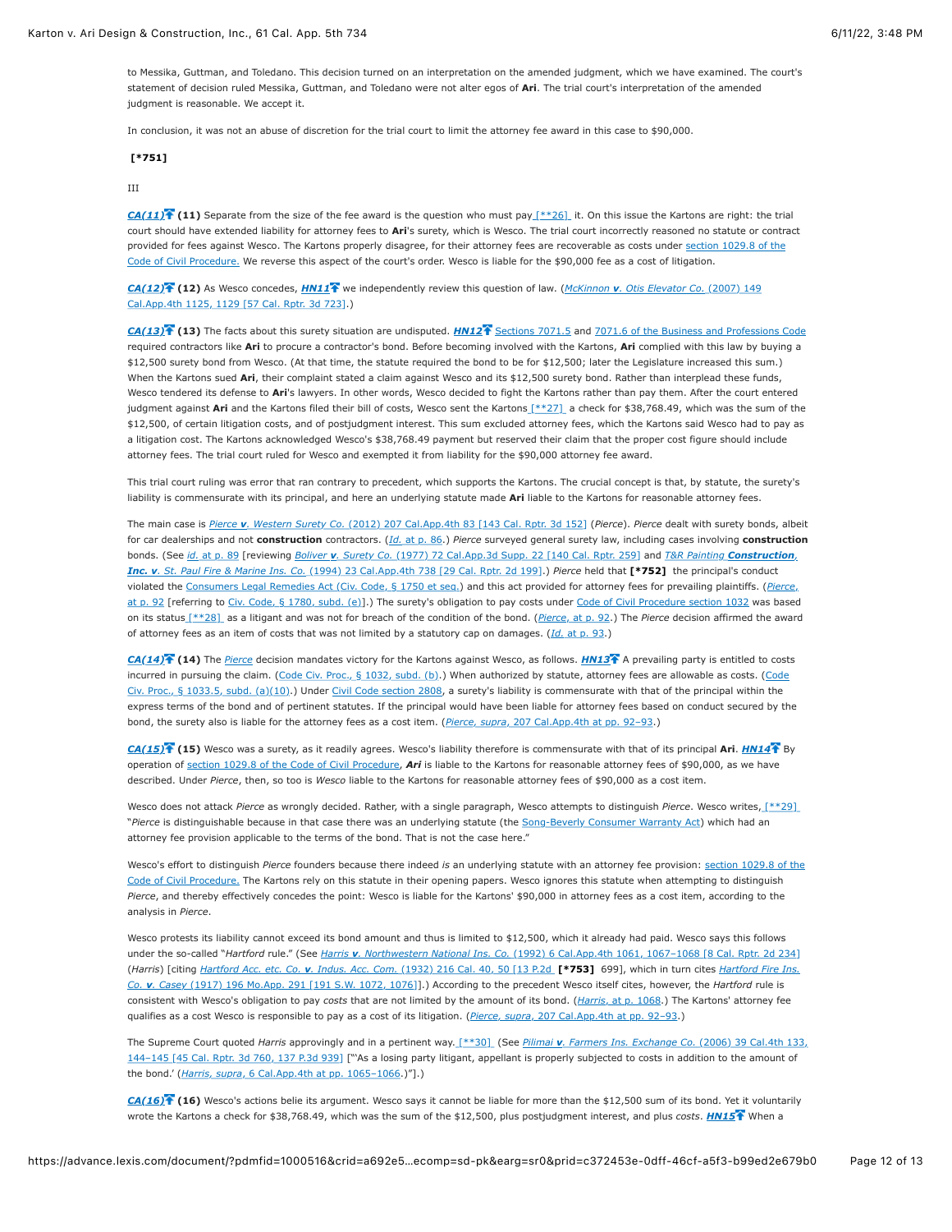to Messika, Guttman, and Toledano. This decision turned on an interpretation on the amended judgment, which we have examined. The court's statement of decision ruled Messika, Guttman, and Toledano were not alter egos of **Ari**. The trial court's interpretation of the amended judgment is reasonable. We accept it.

In conclusion, it was not an abuse of discretion for the trial court to limit the attorney fee award in this case to $90,000.

**[*751]**

III

**CA(11)** **(11)** Separate from the size of the fee award is the question who must pay [**26] it. On this issue the Kartons are right: the trial court should have extended liability for attorney fees to **Ari**'s surety, which is Wesco. The trial court incorrectly reasoned no statute or contract provided for fees against Wesco. The Kartons properly disagree, for their attorney fees are recoverable as costs under section 1029.8 of the Code of Civil Procedure. We reverse this aspect of the court's order. Wesco is liable for the $90,000 fee as a cost of litigation.

**CA(12)** **(12)** As Wesco concedes, **HN11** we independently review this question of law. (*McKinnon **v**. Otis Elevator Co.* (2007) 149 Cal.App.4th 1125, 1129 [57 Cal. Rptr. 3d 723].)

**CA(13)** **(13)** The facts about this surety situation are undisputed. **HN12** Sections 7071.5 and 7071.6 of the Business and Professions Code required contractors like **Ari** to procure a contractor's bond. Before becoming involved with the Kartons, **Ari** complied with this law by buying a $12,500 surety bond from Wesco. (At that time, the statute required the bond to be for $12,500; later the Legislature increased this sum.) When the Kartons sued **Ari**, their complaint stated a claim against Wesco and its $12,500 surety bond. Rather than interplead these funds, Wesco tendered its defense to **Ari**'s lawyers. In other words, Wesco decided to fight the Kartons rather than pay them. After the court entered judgment against **Ari** and the Kartons filed their bill of costs, Wesco sent the Kartons [**27] a check for $38,768.49, which was the sum of the $12,500, of certain litigation costs, and of postjudgment interest. This sum excluded attorney fees, which the Kartons said Wesco had to pay as a litigation cost. The Kartons acknowledged Wesco's $38,768.49 payment but reserved their claim that the proper cost figure should include attorney fees. The trial court ruled for Wesco and exempted it from liability for the $90,000 attorney fee award.

This trial court ruling was error that ran contrary to precedent, which supports the Kartons. The crucial concept is that, by statute, the surety's liability is commensurate with its principal, and here an underlying statute made **Ari** liable to the Kartons for reasonable attorney fees.

The main case is *Pierce **v**. Western Surety Co.* (2012) 207 Cal.App.4th 83 [143 Cal. Rptr. 3d 152] (*Pierce*). *Pierce* dealt with surety bonds, albeit for car dealerships and not **construction** contractors. (*Id.* at p. 86.) *Pierce* surveyed general surety law, including cases involving **construction** bonds. (See *id.* at p. 89 [reviewing *Boliver **v**. Surety Co.* (1977) 72 Cal.App.3d Supp. 22 [140 Cal. Rptr. 259] and *T&R Painting **Construction**, Inc. **v**. St. Paul Fire & Marine Ins. Co.* (1994) 23 Cal.App.4th 738 [29 Cal. Rptr. 2d 199].) *Pierce* held that **[*752]** the principal's conduct violated the Consumers Legal Remedies Act (Civ. Code, § 1750 et seq.) and this act provided for attorney fees for prevailing plaintiffs. (*Pierce*, at p. 92 [referring to Civ. Code, § 1780, subd. (e)].) The surety's obligation to pay costs under Code of Civil Procedure section 1032 was based on its status [**28] as a litigant and was not for breach of the condition of the bond. (*Pierce*, at p. 92.) The *Pierce* decision affirmed the award of attorney fees as an item of costs that was not limited by a statutory cap on damages. (*Id.* at p. 93.)

**CA(14)** **(14)** The *Pierce* decision mandates victory for the Kartons against Wesco, as follows. **HN13** A prevailing party is entitled to costs incurred in pursuing the claim. (Code Civ. Proc., § 1032, subd. (b).) When authorized by statute, attorney fees are allowable as costs. (Code Civ. Proc., § 1033.5, subd. (a)(10).) Under Civil Code section 2808, a surety's liability is commensurate with that of the principal within the express terms of the bond and of pertinent statutes. If the principal would have been liable for attorney fees based on conduct secured by the bond, the surety also is liable for the attorney fees as a cost item. (*Pierce, supra*, 207 Cal.App.4th at pp. 92–93.)

**CA(15)** **(15)** Wesco was a surety, as it readily agrees. Wesco's liability therefore is commensurate with that of its principal **Ari**. **HN14** By operation of section 1029.8 of the Code of Civil Procedure, ***Ari*** is liable to the Kartons for reasonable attorney fees of $90,000, as we have described. Under *Pierce*, then, so too is *Wesco* liable to the Kartons for reasonable attorney fees of $90,000 as a cost item.

Wesco does not attack *Pierce* as wrongly decided. Rather, with a single paragraph, Wesco attempts to distinguish *Pierce*. Wesco writes, [**29] "*Pierce* is distinguishable because in that case there was an underlying statute (the Song-Beverly Consumer Warranty Act) which had an attorney fee provision applicable to the terms of the bond. That is not the case here."

Wesco's effort to distinguish *Pierce* founders because there indeed *is* an underlying statute with an attorney fee provision: section 1029.8 of the Code of Civil Procedure. The Kartons rely on this statute in their opening papers. Wesco ignores this statute when attempting to distinguish *Pierce*, and thereby effectively concedes the point: Wesco is liable for the Kartons' $90,000 in attorney fees as a cost item, according to the analysis in *Pierce*.

Wesco protests its liability cannot exceed its bond amount and thus is limited to $12,500, which it already had paid. Wesco says this follows under the so-called "*Hartford* rule." (See *Harris **v**. Northwestern National Ins. Co.* (1992) 6 Cal.App.4th 1061, 1067–1068 [8 Cal. Rptr. 2d 234] (*Harris*) [citing *Hartford Acc. etc. Co. **v**. Indus. Acc. Com.* (1932) 216 Cal. 40, 50 [13 P.2d **[*753]** 699], which in turn cites *Hartford Fire Ins. Co. **v**. Casey* (1917) 196 Mo.App. 291 [191 S.W. 1072, 1076]].) According to the precedent Wesco itself cites, however, the *Hartford* rule is consistent with Wesco's obligation to pay *costs* that are not limited by the amount of its bond. (*Harris*, at p. 1068.) The Kartons' attorney fee qualifies as a cost Wesco is responsible to pay as a cost of its litigation. (*Pierce, supra*, 207 Cal.App.4th at pp. 92–93.)

The Supreme Court quoted *Harris* approvingly and in a pertinent way. [**30] (See *Pilimai **v**. Farmers Ins. Exchange Co.* (2006) 39 Cal.4th 133, 144–145 [45 Cal. Rptr. 3d 760, 137 P.3d 939] ["'As a losing party litigant, appellant is properly subjected to costs in addition to the amount of the bond.' (*Harris, supra*, 6 Cal.App.4th at pp. 1065–1066.)"].)

**CA(16)** **(16)** Wesco's actions belie its argument. Wesco says it cannot be liable for more than the $12,500 sum of its bond. Yet it voluntarily wrote the Kartons a check for $38,768.49, which was the sum of the $12,500, plus postjudgment interest, and plus *costs*. **HN15** When a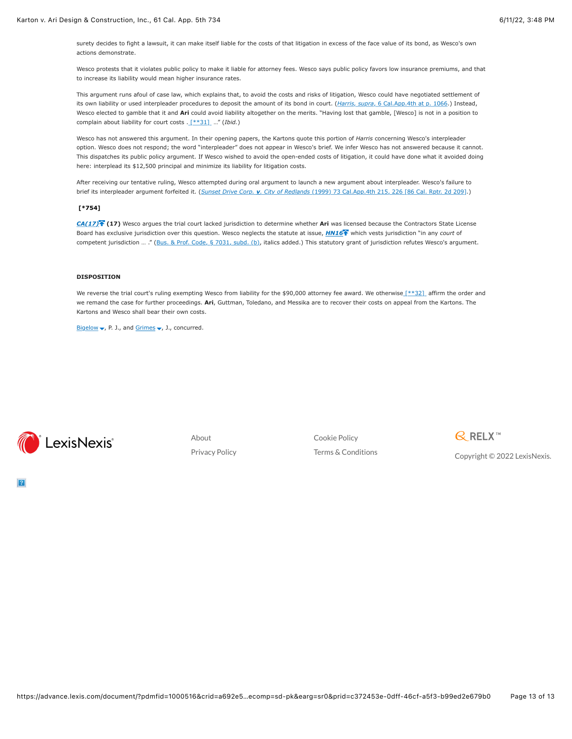surety decides to fight a lawsuit, it can make itself liable for the costs of that litigation in excess of the face value of its bond, as Wesco's own actions demonstrate.

Wesco protests that it violates public policy to make it liable for attorney fees. Wesco says public policy favors low insurance premiums, and that to increase its liability would mean higher insurance rates.

This argument runs afoul of case law, which explains that, to avoid the costs and risks of litigation, Wesco could have negotiated settlement of its own liability or used interpleader procedures to deposit the amount of its bond in court. (*Harris, supra*, 6 Cal.App.4th at p. 1066.) Instead, Wesco elected to gamble that it and **Ari** could avoid liability altogether on the merits. "Having lost that gamble, [Wesco] is not in a position to complain about liability for court costs . [**31] …" (*Ibid.*)

Wesco has not answered this argument. In their opening papers, the Kartons quote this portion of *Harris* concerning Wesco's interpleader option. Wesco does not respond; the word "interpleader" does not appear in Wesco's brief. We infer Wesco has not answered because it cannot. This dispatches its public policy argument. If Wesco wished to avoid the open-ended costs of litigation, it could have done what it avoided doing here: interplead its $12,500 principal and minimize its liability for litigation costs.

After receiving our tentative ruling, Wesco attempted during oral argument to launch a new argument about interpleader. Wesco's failure to brief its interpleader argument forfeited it. (*Sunset Drive Corp. v. City of Redlands* (1999) 73 Cal.App.4th 215, 226 [86 Cal. Rptr. 2d 209].)

**[*754]**

***CA(17)*** **(17)** Wesco argues the trial court lacked jurisdiction to determine whether **Ari** was licensed because the Contractors State License Board has exclusive jurisdiction over this question. Wesco neglects the statute at issue, ***HN16*** which vests jurisdiction "in any *court* of competent jurisdiction … ." (Bus. & Prof. Code, § 7031, subd. (b), italics added.) This statutory grant of jurisdiction refutes Wesco's argument.

## DISPOSITION

We reverse the trial court's ruling exempting Wesco from liability for the $90,000 attorney fee award. We otherwise [**32] affirm the order and we remand the case for further proceedings. **Ari**, Guttman, Toledano, and Messika are to recover their costs on appeal from the Kartons. The Kartons and Wesco shall bear their own costs.

Bigelow, P. J., and Grimes, J., concurred.